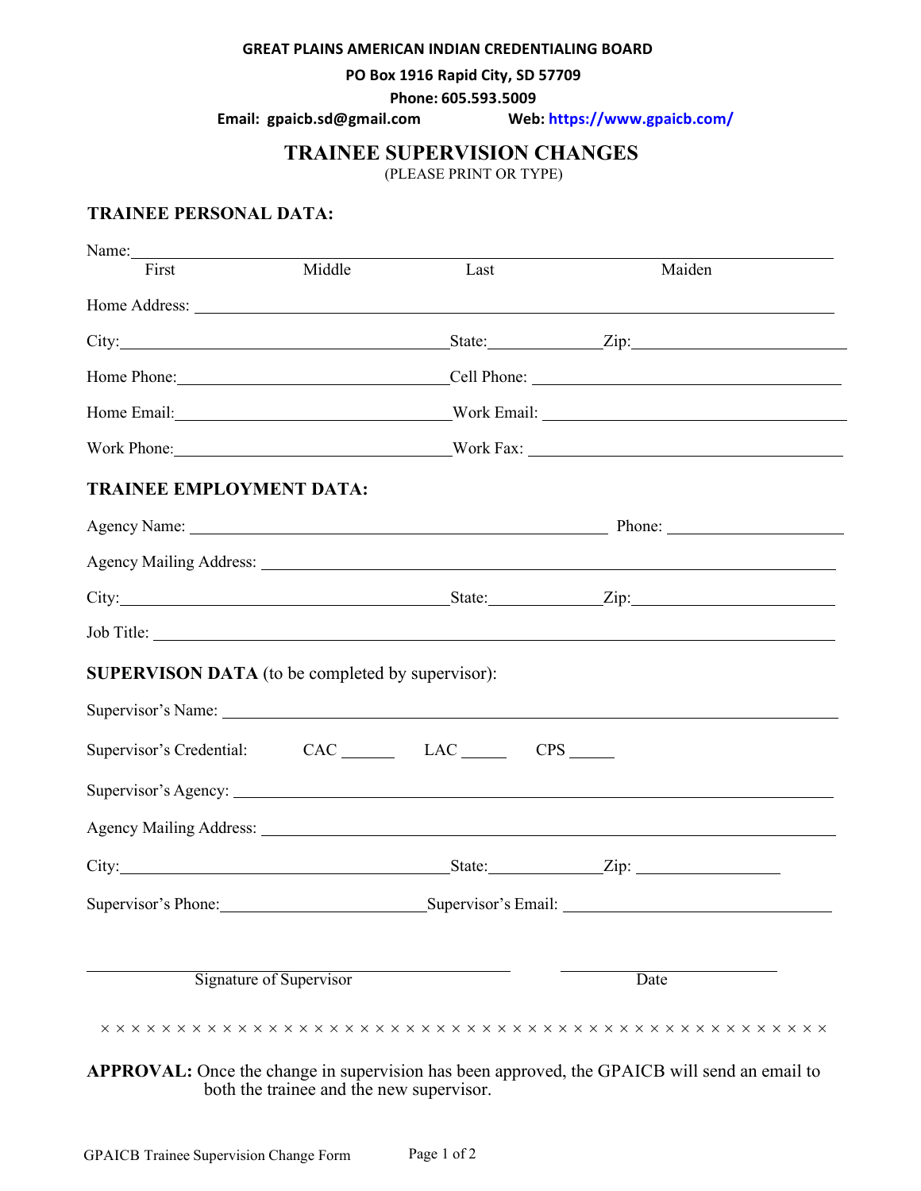**GREAT PLAINS AMERICAN INDIAN CREDENTIALING BOARD**

**PO Box 1916 Rapid City, SD 57709**

**Phone: 605.593.5009**

**Email: gpaicb.sd@gmail.com** **Web: https://www.gpaicb.com/**

# TRAINEE SUPERVISION CHANGES

(PLEASE PRINT OR TYPE)

## TRAINEE PERSONAL DATA:

Name: ____________________________________________________________

First Middle Last Maiden

Home Address: ____________________________________________________________

City: ______________________________ State: __________ Zip: ____________________

Home Phone: ______________________________ Cell Phone: ______________________________

Home Email: ______________________________ Work Email: ______________________________

Work Phone: ______________________________ Work Fax: ______________________________

## TRAINEE EMPLOYMENT DATA:

Agency Name: ________________________________________ Phone: ____________________

Agency Mailing Address: ____________________________________________________________

City: ______________________________ State: __________ Zip: ____________________

Job Title: ____________________________________________________________

## SUPERVISON DATA (to be completed by supervisor):

Supervisor's Name: ____________________________________________________________

Supervisor's Credential: CAC ______ LAC ______ CPS ______

Supervisor's Agency: ____________________________________________________________

Agency Mailing Address: ____________________________________________________________

City: ______________________________ State: __________ Zip: ______________

Supervisor's Phone: ____________________ Supervisor's Email: ______________________________

________________________________________ ____________________

Signature of Supervisor Date

× × × × × × × × × × × × × × × × × × × × × × × × × × × × × × × × × × × × × × × × × × × × × × × ×

**APPROVAL:** Once the change in supervision has been approved, the GPAICB will send an email to both the trainee and the new supervisor.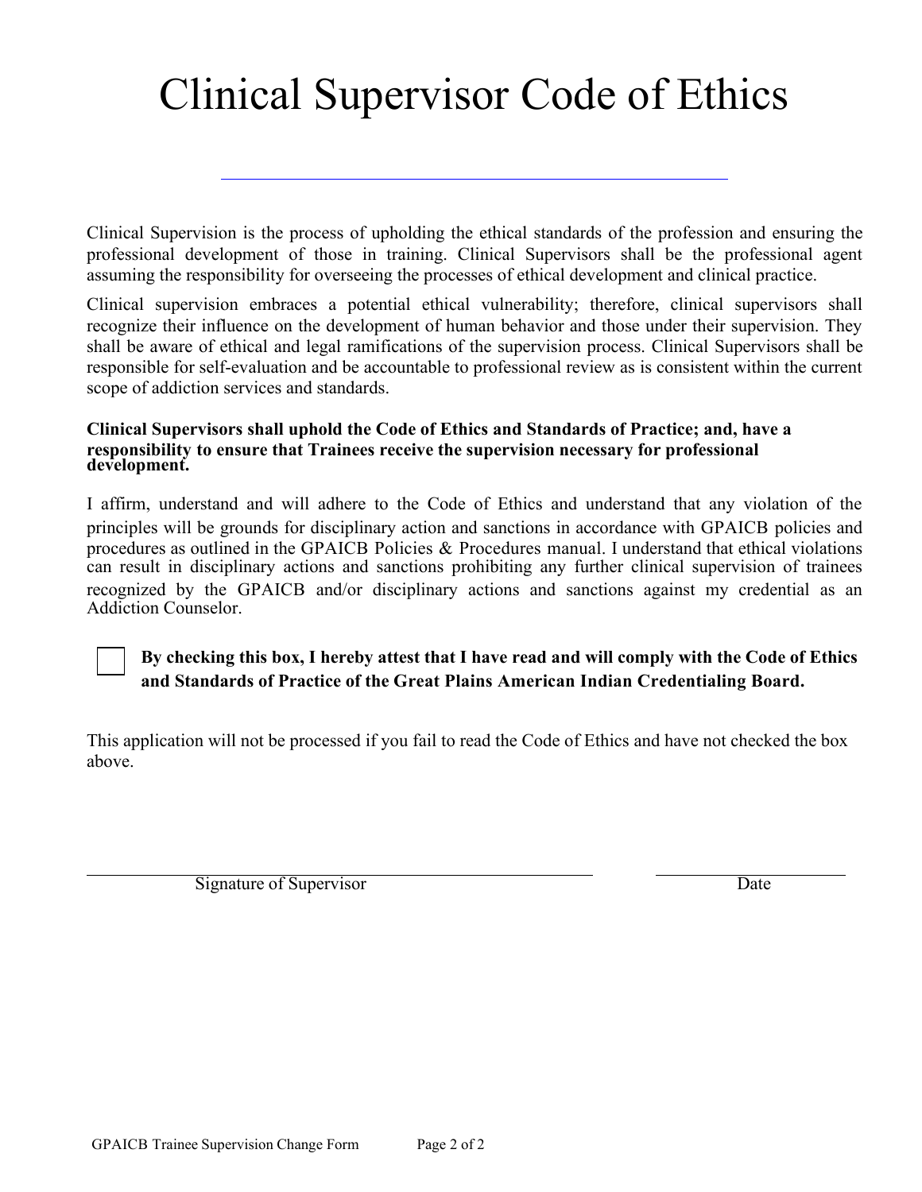# Clinical Supervisor Code of Ethics

---

Clinical Supervision is the process of upholding the ethical standards of the profession and ensuring the professional development of those in training. Clinical Supervisors shall be the professional agent assuming the responsibility for overseeing the processes of ethical development and clinical practice.

Clinical supervision embraces a potential ethical vulnerability; therefore, clinical supervisors shall recognize their influence on the development of human behavior and those under their supervision. They shall be aware of ethical and legal ramifications of the supervision process. Clinical Supervisors shall be responsible for self-evaluation and be accountable to professional review as is consistent within the current scope of addiction services and standards.

**Clinical Supervisors shall uphold the Code of Ethics and Standards of Practice; and, have a responsibility to ensure that Trainees receive the supervision necessary for professional development.**

I affirm, understand and will adhere to the Code of Ethics and understand that any violation of the principles will be grounds for disciplinary action and sanctions in accordance with GPAICB policies and procedures as outlined in the GPAICB Policies & Procedures manual. I understand that ethical violations can result in disciplinary actions and sanctions prohibiting any further clinical supervision of trainees recognized by the GPAICB and/or disciplinary actions and sanctions against my credential as an Addiction Counselor.

☐ **By checking this box, I hereby attest that I have read and will comply with the Code of Ethics and Standards of Practice of the Great Plains American Indian Credentialing Board.**

This application will not be processed if you fail to read the Code of Ethics and have not checked the box above.

\_\_\_\_\_\_\_\_\_\_\_\_\_\_\_\_\_\_\_\_\_\_\_\_\_\_\_\_\_\_\_\_\_\_\_\_\_\_\_\_ \_\_\_\_\_\_\_\_\_\_\_\_\_\_\_\_\_\_\_\_

Signature of Supervisor Date